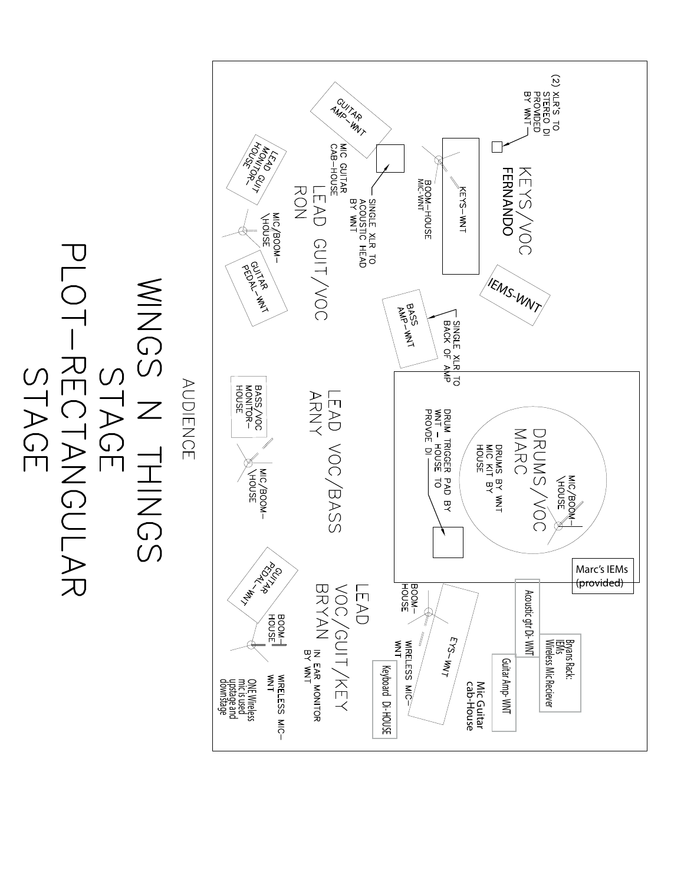# WINGS N THINGS STAGE PLOT-RECTANGULAR STAGE

AUDIENCE

## KEYS/VOC FERNANDO

- (2) XLR'S TO STEREO DI PROVIDED BY WNT
- KEYS-WNT
- BOOM-HOUSE MIC-WNT
- IEMS-WNT

## LEAD GUIT/VOC RON

- GUITAR AMP-WNT
- SINGLE XLR TO ACOUSTIC HEAD BY WNT
- MIC GUITAR CAB-HOUSE
- LEAD MONIT GUIT HOUSE/OR-
- MIC/BOOM-HOUSE
- GUITAR PEDAL-WNT

## LEAD VOC/BASS ARNY

- BASS AMP-WNT
- SINGLE XLR TO BACK OF AMP
- BASS/VOC MONITOR-HOUSE
- MIC/BOOM-HOUSE

## DRUMS/VOC MARC

- DRUMS BY WNT MIC KIT BY HOUSE
- MIC/BOOM-HOUSE
- DRUM TRIGGER PAD BY WNT - HOUSE TO PROVDE DI
- Marc's IEMs (provided)

## LEAD VOC/GUIT/KEY BRYAN

- IN EAR MONITOR BY WNT
- EYS-WNT
- BOOM-HOUSE
- WIRELESS MIC-WNT
- Keyboard Di-HOUSE
- Acoustic gtr Di-WNT
- Bryans Rack: IEMs Wireless Mic Reciever
- Guitar Amp-WNT
- Mic Guitar cab-House
- GUITAR PEDAL-WNT
- BOOM-HOUSE
- WIRELESS MIC-WNT
- ONE Wireless mic is used upstage and downstage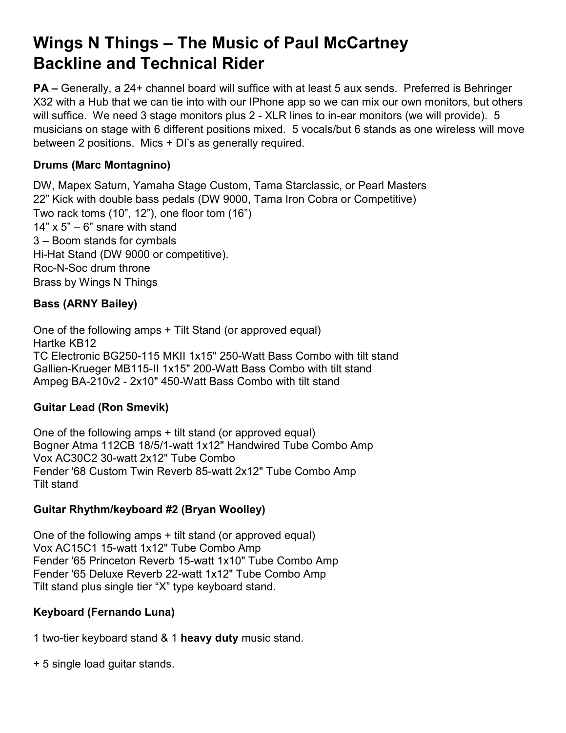# Wings N Things – The Music of Paul McCartney
# Backline and Technical Rider

**PA –** Generally, a 24+ channel board will suffice with at least 5 aux sends. Preferred is Behringer X32 with a Hub that we can tie into with our IPhone app so we can mix our own monitors, but others will suffice. We need 3 stage monitors plus 2 - XLR lines to in-ear monitors (we will provide). 5 musicians on stage with 6 different positions mixed. 5 vocals/but 6 stands as one wireless will move between 2 positions. Mics + DI's as generally required.

### Drums (Marc Montagnino)

DW, Mapex Saturn, Yamaha Stage Custom, Tama Starclassic, or Pearl Masters
22" Kick with double bass pedals (DW 9000, Tama Iron Cobra or Competitive)
Two rack toms (10", 12"), one floor tom (16")
14" x 5" – 6" snare with stand
3 – Boom stands for cymbals
Hi-Hat Stand (DW 9000 or competitive).
Roc-N-Soc drum throne
Brass by Wings N Things

### Bass (ARNY Bailey)

One of the following amps + Tilt Stand (or approved equal)
Hartke KB12
TC Electronic BG250-115 MKII 1x15" 250-Watt Bass Combo with tilt stand
Gallien-Krueger MB115-II 1x15" 200-Watt Bass Combo with tilt stand
Ampeg BA-210v2 - 2x10" 450-Watt Bass Combo with tilt stand

### Guitar Lead (Ron Smevik)

One of the following amps + tilt stand (or approved equal)
Bogner Atma 112CB 18/5/1-watt 1x12" Handwired Tube Combo Amp
Vox AC30C2 30-watt 2x12" Tube Combo
Fender '68 Custom Twin Reverb 85-watt 2x12" Tube Combo Amp
Tilt stand

### Guitar Rhythm/keyboard #2 (Bryan Woolley)

One of the following amps + tilt stand (or approved equal)
Vox AC15C1 15-watt 1x12" Tube Combo Amp
Fender '65 Princeton Reverb 15-watt 1x10" Tube Combo Amp
Fender '65 Deluxe Reverb 22-watt 1x12" Tube Combo Amp
Tilt stand plus single tier "X" type keyboard stand.

### Keyboard (Fernando Luna)

1 two-tier keyboard stand & 1 **heavy duty** music stand.

+ 5 single load guitar stands.